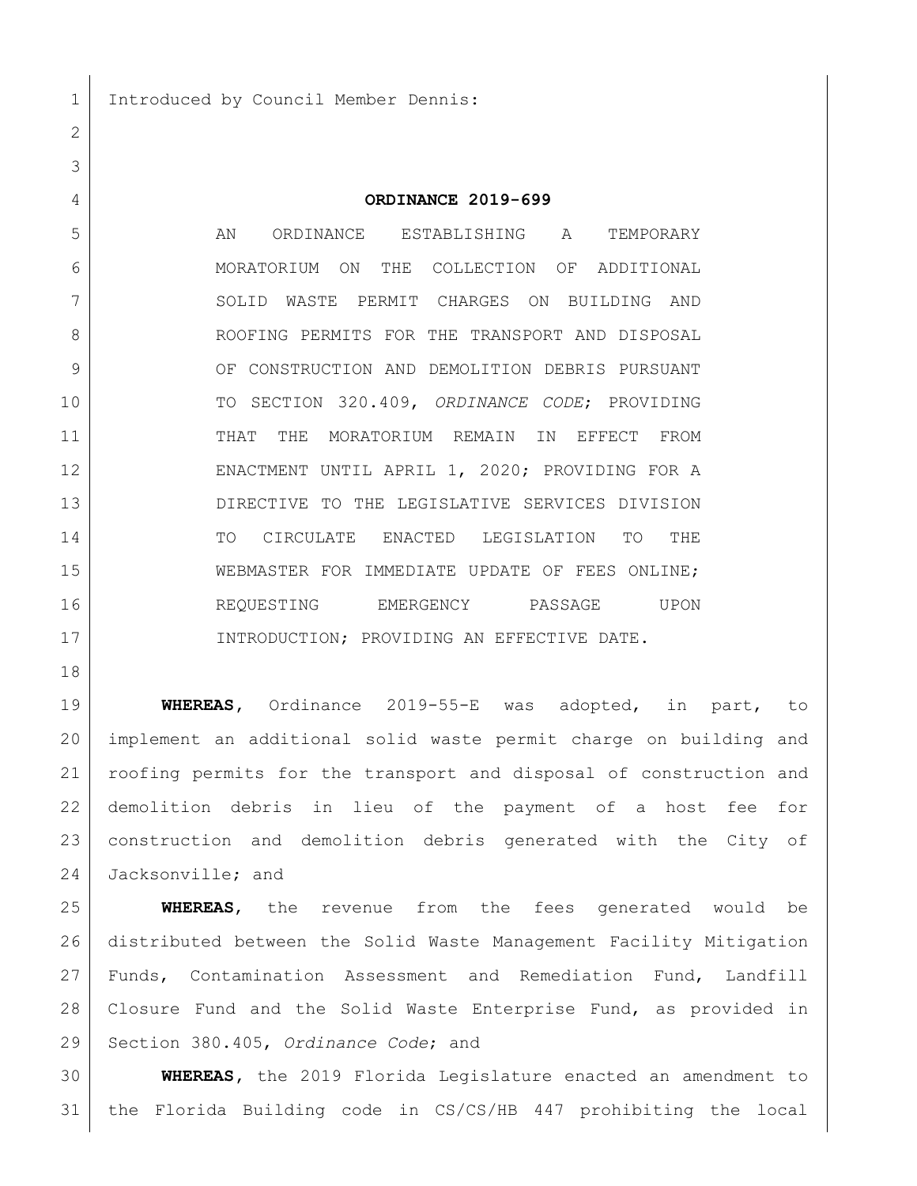Introduced by Council Member Dennis:

**ORDINANCE 2019-699**

AN ORDINANCE ESTABLISHING A TEMPORARY MORATORIUM ON THE COLLECTION OF ADDITIONAL SOLID WASTE PERMIT CHARGES ON BUILDING AND ROOFING PERMITS FOR THE TRANSPORT AND DISPOSAL OF CONSTRUCTION AND DEMOLITION DEBRIS PURSUANT TO SECTION 320.409, *ORDINANCE CODE*; PROVIDING THAT THE MORATORIUM REMAIN IN EFFECT FROM ENACTMENT UNTIL APRIL 1, 2020; PROVIDING FOR A DIRECTIVE TO THE LEGISLATIVE SERVICES DIVISION TO CIRCULATE ENACTED LEGISLATION TO THE WEBMASTER FOR IMMEDIATE UPDATE OF FEES ONLINE; REQUESTING EMERGENCY PASSAGE UPON INTRODUCTION; PROVIDING AN EFFECTIVE DATE.

**WHEREAS**, Ordinance 2019-55-E was adopted, in part, to implement an additional solid waste permit charge on building and roofing permits for the transport and disposal of construction and demolition debris in lieu of the payment of a host fee for construction and demolition debris generated with the City of Jacksonville; and

**WHEREAS**, the revenue from the fees generated would be distributed between the Solid Waste Management Facility Mitigation Funds, Contamination Assessment and Remediation Fund, Landfill Closure Fund and the Solid Waste Enterprise Fund, as provided in Section 380.405, *Ordinance Code*; and

**WHEREAS**, the 2019 Florida Legislature enacted an amendment to the Florida Building code in CS/CS/HB 447 prohibiting the local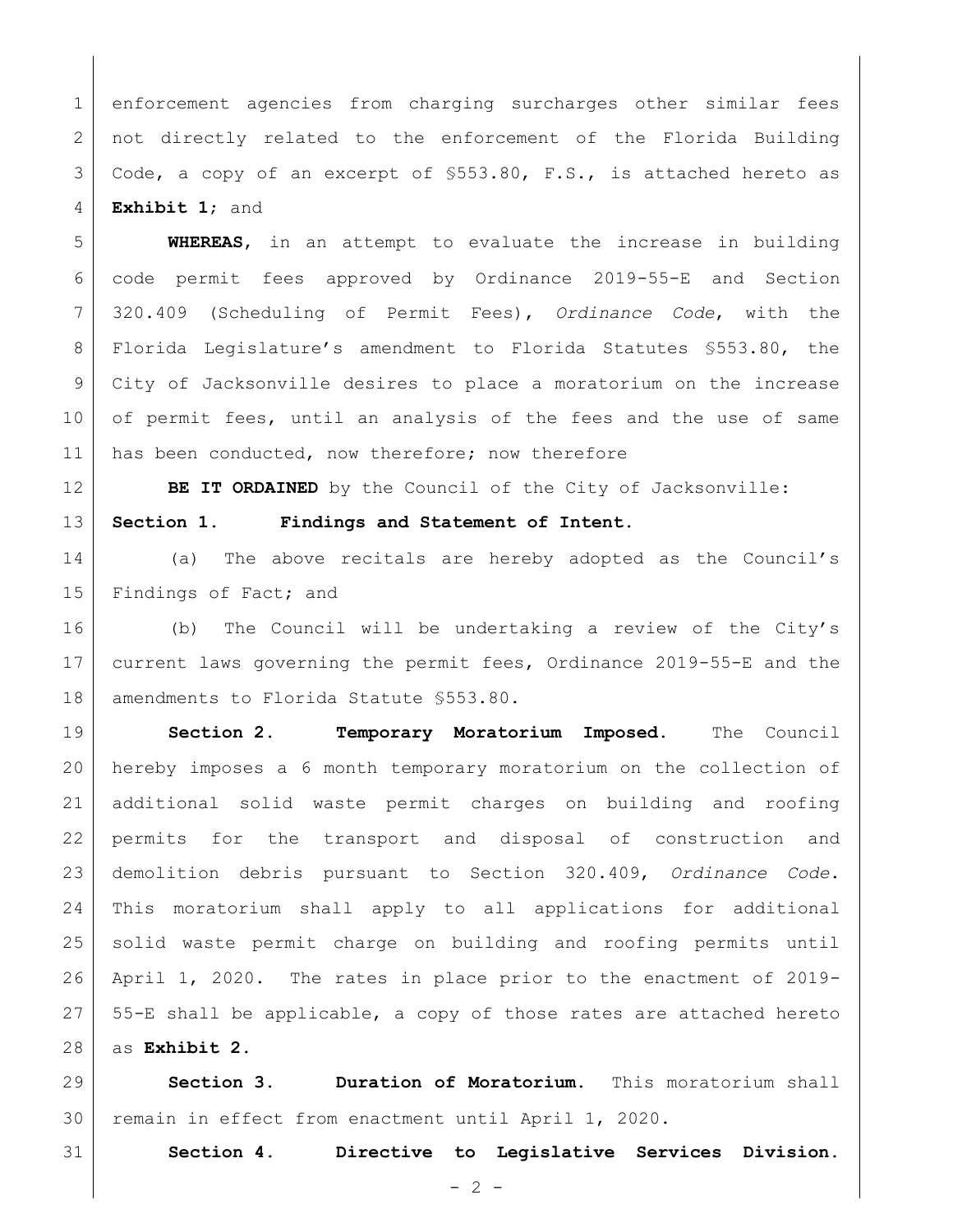enforcement agencies from charging surcharges other similar fees not directly related to the enforcement of the Florida Building Code, a copy of an excerpt of §553.80, F.S., is attached hereto as **Exhibit 1**; and

**WHEREAS**, in an attempt to evaluate the increase in building code permit fees approved by Ordinance 2019-55-E and Section 320.409 (Scheduling of Permit Fees), *Ordinance Code*, with the Florida Legislature's amendment to Florida Statutes §553.80, the City of Jacksonville desires to place a moratorium on the increase of permit fees, until an analysis of the fees and the use of same has been conducted, now therefore; now therefore

**BE IT ORDAINED** by the Council of the City of Jacksonville:

**Section 1. Findings and Statement of Intent.**

(a) The above recitals are hereby adopted as the Council's Findings of Fact; and

(b) The Council will be undertaking a review of the City's current laws governing the permit fees, Ordinance 2019-55-E and the amendments to Florida Statute §553.80.

**Section 2. Temporary Moratorium Imposed.** The Council hereby imposes a 6 month temporary moratorium on the collection of additional solid waste permit charges on building and roofing permits for the transport and disposal of construction and demolition debris pursuant to Section 320.409, *Ordinance Code*. This moratorium shall apply to all applications for additional solid waste permit charge on building and roofing permits until April 1, 2020. The rates in place prior to the enactment of 2019-55-E shall be applicable, a copy of those rates are attached hereto as **Exhibit 2**.

**Section 3. Duration of Moratorium.** This moratorium shall remain in effect from enactment until April 1, 2020.

**Section 4. Directive to Legislative Services Division.**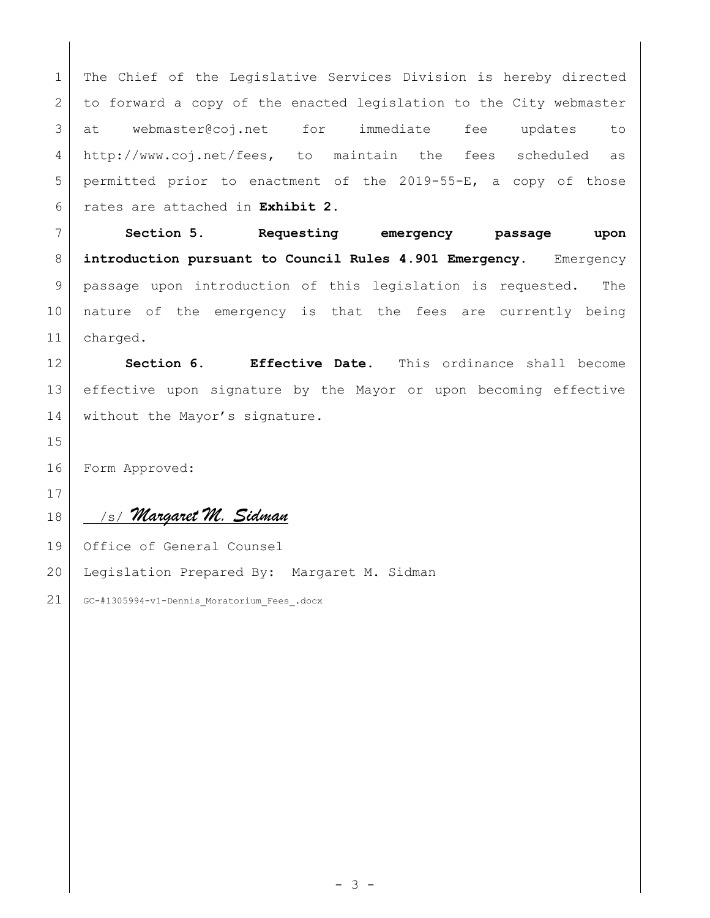The Chief of the Legislative Services Division is hereby directed to forward a copy of the enacted legislation to the City webmaster at webmaster@coj.net for immediate fee updates to http://www.coj.net/fees, to maintain the fees scheduled as permitted prior to enactment of the 2019-55-E, a copy of those rates are attached in **Exhibit 2**.

**Section 5. Requesting emergency passage upon introduction pursuant to Council Rules 4.901 Emergency.** Emergency passage upon introduction of this legislation is requested. The nature of the emergency is that the fees are currently being charged.

**Section 6. Effective Date.** This ordinance shall become effective upon signature by the Mayor or upon becoming effective without the Mayor's signature.

Form Approved:

/s/ *Margaret M. Sidman*

Office of General Counsel

Legislation Prepared By: Margaret M. Sidman

GC-#1305994-v1-Dennis_Moratorium_Fees_.docx